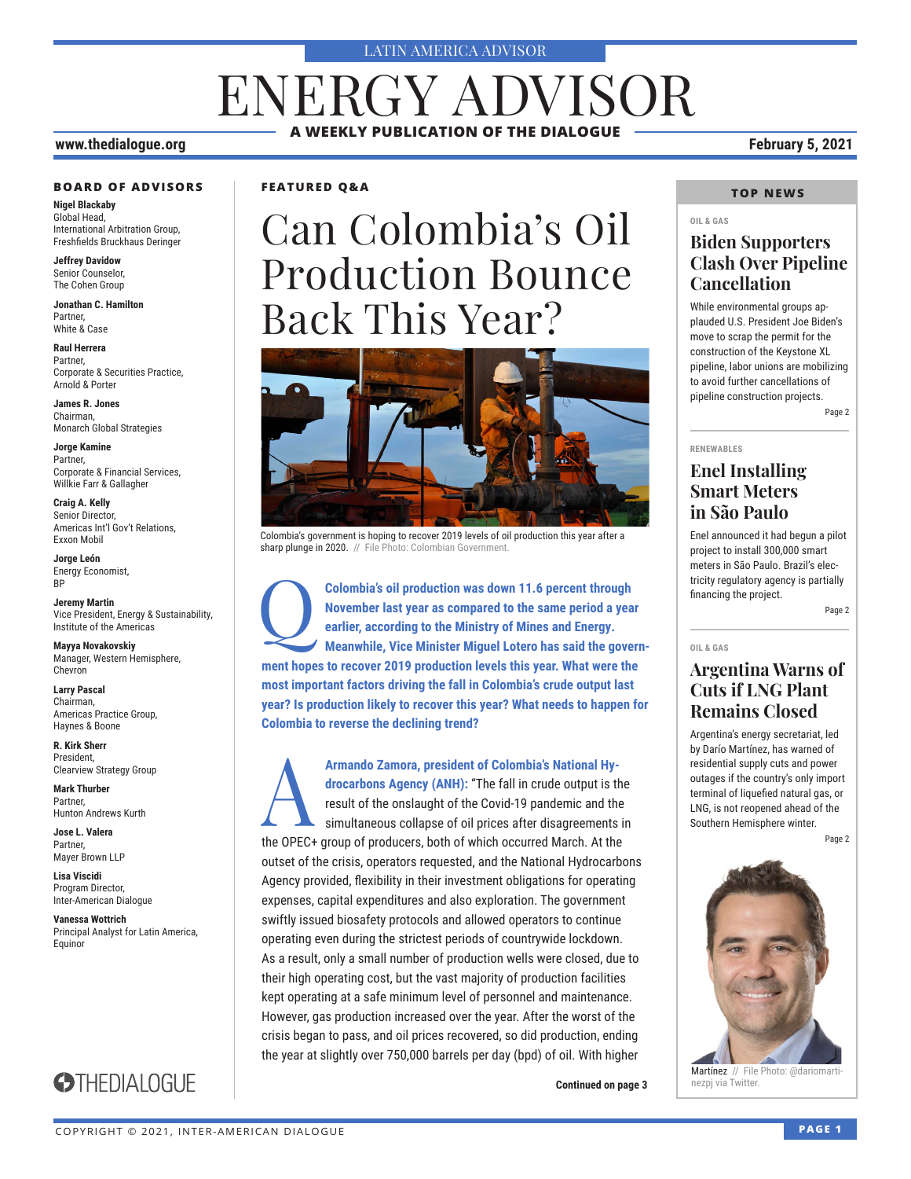LATIN AMERICA ADVISOR

# ENERGY ADVISOR

**A WEEKLY PUBLICATION OF THE DIALOGUE**

www.thedialogue.org

February 5, 2021

### BOARD OF ADVISORS

**Nigel Blackaby**
Global Head,
International Arbitration Group,
Freshfields Bruckhaus Deringer

**Jeffrey Davidow**
Senior Counselor,
The Cohen Group

**Jonathan C. Hamilton**
Partner,
White & Case

**Raul Herrera**
Partner,
Corporate & Securities Practice,
Arnold & Porter

**James R. Jones**
Chairman,
Monarch Global Strategies

**Jorge Kamine**
Partner,
Corporate & Financial Services,
Willkie Farr & Gallagher

**Craig A. Kelly**
Senior Director,
Americas Int'l Gov't Relations,
Exxon Mobil

**Jorge León**
Energy Economist,
BP

**Jeremy Martin**
Vice President, Energy & Sustainability,
Institute of the Americas

**Mayya Novakovskiy**
Manager, Western Hemisphere,
Chevron

**Larry Pascal**
Chairman,
Americas Practice Group,
Haynes & Boone

**R. Kirk Sherr**
President,
Clearview Strategy Group

**Mark Thurber**
Partner,
Hunton Andrews Kurth

**Jose L. Valera**
Partner,
Mayer Brown LLP

**Lisa Viscidi**
Program Director,
Inter-American Dialogue

**Vanessa Wottrich**
Principal Analyst for Latin America,
Equinor

THEDIALOGUE

### FEATURED Q&A

## Can Colombia's Oil Production Bounce Back This Year?

Colombia's government is hoping to recover 2019 levels of oil production this year after a sharp plunge in 2020. // File Photo: Colombian Government.

**Q: Colombia's oil production was down 11.6 percent through November last year as compared to the same period a year earlier, according to the Ministry of Mines and Energy. Meanwhile, Vice Minister Miguel Lotero has said the government hopes to recover 2019 production levels this year. What were the most important factors driving the fall in Colombia's crude output last year? Is production likely to recover this year? What needs to happen for Colombia to reverse the declining trend?**

**A: Armando Zamora, president of Colombia's National Hydrocarbons Agency (ANH):** "The fall in crude output is the result of the onslaught of the Covid-19 pandemic and the simultaneous collapse of oil prices after disagreements in the OPEC+ group of producers, both of which occurred March. At the outset of the crisis, operators requested, and the National Hydrocarbons Agency provided, flexibility in their investment obligations for operating expenses, capital expenditures and also exploration. The government swiftly issued biosafety protocols and allowed operators to continue operating even during the strictest periods of countrywide lockdown. As a result, only a small number of production wells were closed, due to their high operating cost, but the vast majority of production facilities kept operating at a safe minimum level of personnel and maintenance. However, gas production increased over the year. After the worst of the crisis began to pass, and oil prices recovered, so did production, ending the year at slightly over 750,000 barrels per day (bpd) of oil. With higher

**Continued on page 3**

### TOP NEWS

OIL & GAS

#### Biden Supporters Clash Over Pipeline Cancellation

While environmental groups applauded U.S. President Joe Biden's move to scrap the permit for the construction of the Keystone XL pipeline, labor unions are mobilizing to avoid further cancellations of pipeline construction projects.

Page 2

RENEWABLES

#### Enel Installing Smart Meters in São Paulo

Enel announced it had begun a pilot project to install 300,000 smart meters in São Paulo. Brazil's electricity regulatory agency is partially financing the project.

Page 2

OIL & GAS

#### Argentina Warns of Cuts if LNG Plant Remains Closed

Argentina's energy secretariat, led by Darío Martínez, has warned of residential supply cuts and power outages if the country's only import terminal of liquefied natural gas, or LNG, is not reopened ahead of the Southern Hemisphere winter.

Page 2

Martínez // File Photo: @dariomartinezpj via Twitter.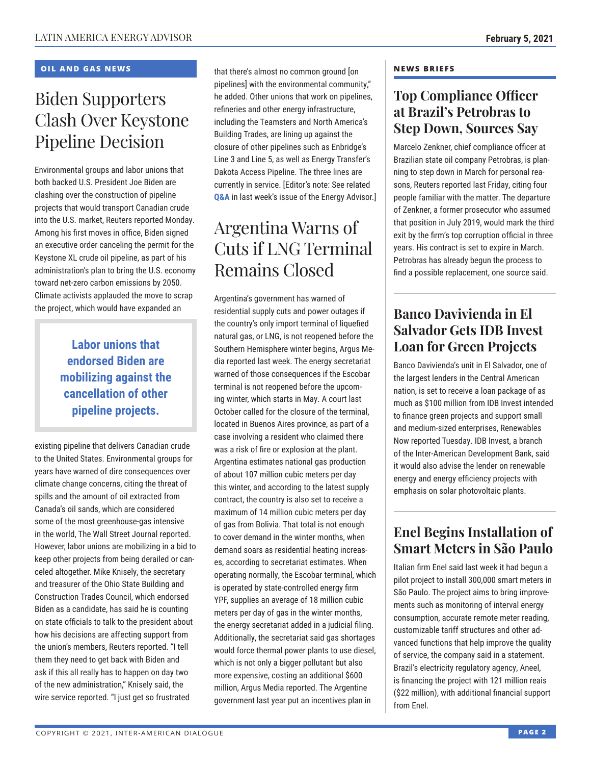## OIL AND GAS NEWS

# Biden Supporters Clash Over Keystone Pipeline Decision

Environmental groups and labor unions that both backed U.S. President Joe Biden are clashing over the construction of pipeline projects that would transport Canadian crude into the U.S. market, Reuters reported Monday. Among his first moves in office, Biden signed an executive order canceling the permit for the Keystone XL crude oil pipeline, as part of his administration's plan to bring the U.S. economy toward net-zero carbon emissions by 2050. Climate activists applauded the move to scrap the project, which would have expanded an existing pipeline that delivers Canadian crude to the United States. Environmental groups for years have warned of dire consequences over climate change concerns, citing the threat of spills and the amount of oil extracted from Canada's oil sands, which are considered some of the most greenhouse-gas intensive in the world, The Wall Street Journal reported. However, labor unions are mobilizing in a bid to keep other projects from being derailed or canceled altogether. Mike Knisely, the secretary and treasurer of the Ohio State Building and Construction Trades Council, which endorsed Biden as a candidate, has said he is counting on state officials to talk to the president about how his decisions are affecting support from the union's members, Reuters reported. "I tell them they need to get back with Biden and ask if this all really has to happen on day two of the new administration," Knisely said, the wire service reported. "I just get so frustrated that there's almost no common ground [on pipelines] with the environmental community," he added. Other unions that work on pipelines, refineries and other energy infrastructure, including the Teamsters and North America's Building Trades, are lining up against the closure of other pipelines such as Enbridge's Line 3 and Line 5, as well as Energy Transfer's Dakota Access Pipeline. The three lines are currently in service. [Editor's note: See related **Q&A** in last week's issue of the Energy Advisor.]

> **Labor unions that endorsed Biden are mobilizing against the cancellation of other pipeline projects.**

# Argentina Warns of Cuts if LNG Terminal Remains Closed

Argentina's government has warned of residential supply cuts and power outages if the country's only import terminal of liquefied natural gas, or LNG, is not reopened before the Southern Hemisphere winter begins, Argus Media reported last week. The energy secretariat warned of those consequences if the Escobar terminal is not reopened before the upcoming winter, which starts in May. A court last October called for the closure of the terminal, located in Buenos Aires province, as part of a case involving a resident who claimed there was a risk of fire or explosion at the plant. Argentina estimates national gas production of about 107 million cubic meters per day this winter, and according to the latest supply contract, the country is also set to receive a maximum of 14 million cubic meters per day of gas from Bolivia. That total is not enough to cover demand in the winter months, when demand soars as residential heating increases, according to secretariat estimates. When operating normally, the Escobar terminal, which is operated by state-controlled energy firm YPF, supplies an average of 18 million cubic meters per day of gas in the winter months, the energy secretariat added in a judicial filing. Additionally, the secretariat said gas shortages would force thermal power plants to use diesel, which is not only a bigger pollutant but also more expensive, costing an additional $600 million, Argus Media reported. The Argentine government last year put an incentives plan in

## NEWS BRIEFS

### Top Compliance Officer at Brazil's Petrobras to Step Down, Sources Say

Marcelo Zenkner, chief compliance officer at Brazilian state oil company Petrobras, is planning to step down in March for personal reasons, Reuters reported last Friday, citing four people familiar with the matter. The departure of Zenkner, a former prosecutor who assumed that position in July 2019, would mark the third exit by the firm's top corruption official in three years. His contract is set to expire in March. Petrobras has already begun the process to find a possible replacement, one source said.

### Banco Davivienda in El Salvador Gets IDB Invest Loan for Green Projects

Banco Davivienda's unit in El Salvador, one of the largest lenders in the Central American nation, is set to receive a loan package of as much as $100 million from IDB Invest intended to finance green projects and support small and medium-sized enterprises, Renewables Now reported Tuesday. IDB Invest, a branch of the Inter-American Development Bank, said it would also advise the lender on renewable energy and energy efficiency projects with emphasis on solar photovoltaic plants.

### Enel Begins Installation of Smart Meters in São Paulo

Italian firm Enel said last week it had begun a pilot project to install 300,000 smart meters in São Paulo. The project aims to bring improvements such as monitoring of interval energy consumption, accurate remote meter reading, customizable tariff structures and other advanced functions that help improve the quality of service, the company said in a statement. Brazil's electricity regulatory agency, Aneel, is financing the project with 121 million reais ($22 million), with additional financial support from Enel.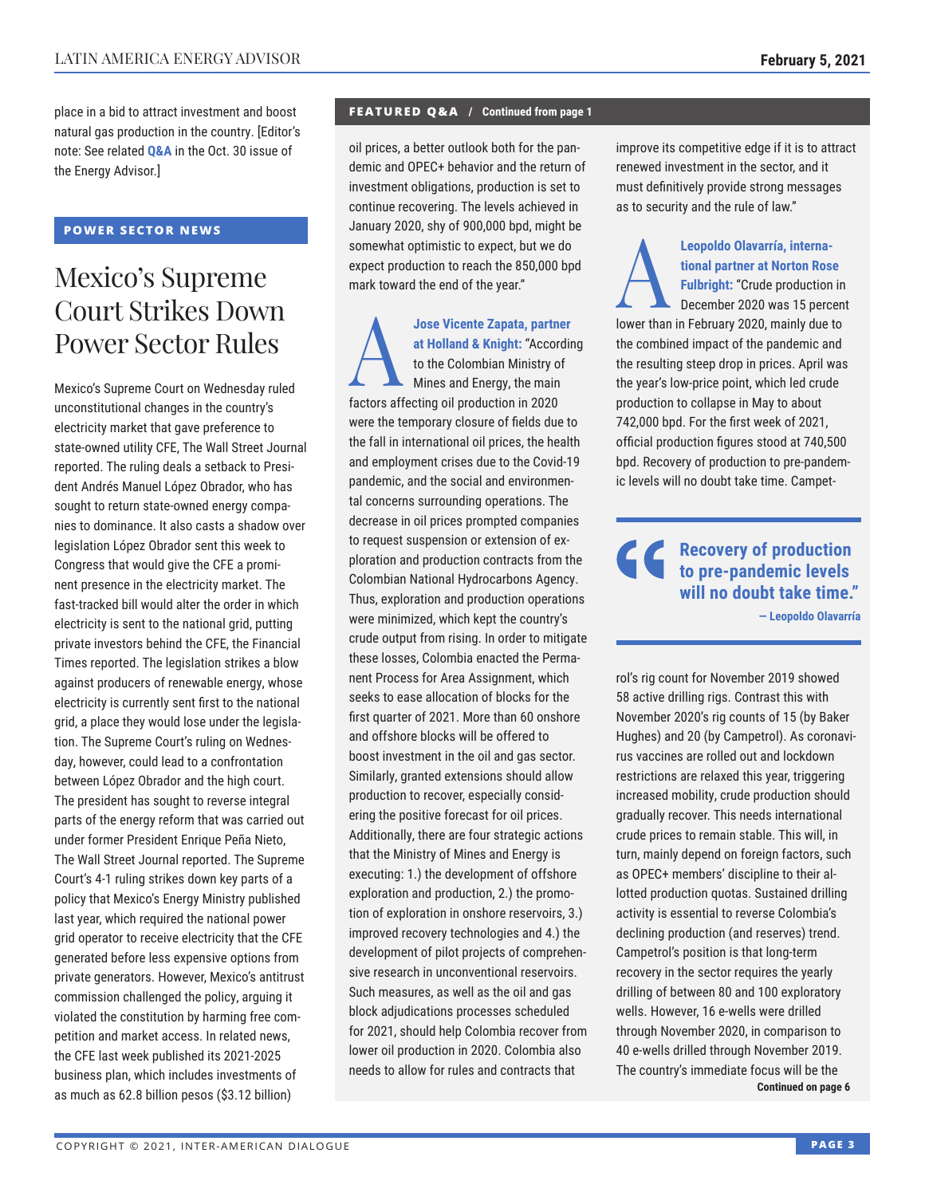place in a bid to attract investment and boost natural gas production in the country. [Editor's note: See related **Q&A** in the Oct. 30 issue of the Energy Advisor.]

**POWER SECTOR NEWS**

# Mexico's Supreme Court Strikes Down Power Sector Rules

Mexico's Supreme Court on Wednesday ruled unconstitutional changes in the country's electricity market that gave preference to state-owned utility CFE, The Wall Street Journal reported. The ruling deals a setback to President Andrés Manuel López Obrador, who has sought to return state-owned energy companies to dominance. It also casts a shadow over legislation López Obrador sent this week to Congress that would give the CFE a prominent presence in the electricity market. The fast-tracked bill would alter the order in which electricity is sent to the national grid, putting private investors behind the CFE, the Financial Times reported. The legislation strikes a blow against producers of renewable energy, whose electricity is currently sent first to the national grid, a place they would lose under the legislation. The Supreme Court's ruling on Wednesday, however, could lead to a confrontation between López Obrador and the high court. The president has sought to reverse integral parts of the energy reform that was carried out under former President Enrique Peña Nieto, The Wall Street Journal reported. The Supreme Court's 4-1 ruling strikes down key parts of a policy that Mexico's Energy Ministry published last year, which required the national power grid operator to receive electricity that the CFE generated before less expensive options from private generators. However, Mexico's antitrust commission challenged the policy, arguing it violated the constitution by harming free competition and market access. In related news, the CFE last week published its 2021-2025 business plan, which includes investments of as much as 62.8 billion pesos ($3.12 billion)

**FEATURED Q&A / Continued from page 1**

oil prices, a better outlook both for the pandemic and OPEC+ behavior and the return of investment obligations, production is set to continue recovering. The levels achieved in January 2020, shy of 900,000 bpd, might be somewhat optimistic to expect, but we do expect production to reach the 850,000 bpd mark toward the end of the year."

**A** **Jose Vicente Zapata, partner at Holland & Knight:** "According to the Colombian Ministry of Mines and Energy, the main factors affecting oil production in 2020 were the temporary closure of fields due to the fall in international oil prices, the health and employment crises due to the Covid-19 pandemic, and the social and environmental concerns surrounding operations. The decrease in oil prices prompted companies to request suspension or extension of exploration and production contracts from the Colombian National Hydrocarbons Agency. Thus, exploration and production operations were minimized, which kept the country's crude output from rising. In order to mitigate these losses, Colombia enacted the Permanent Process for Area Assignment, which seeks to ease allocation of blocks for the first quarter of 2021. More than 60 onshore and offshore blocks will be offered to boost investment in the oil and gas sector. Similarly, granted extensions should allow production to recover, especially considering the positive forecast for oil prices. Additionally, there are four strategic actions that the Ministry of Mines and Energy is executing: 1.) the development of offshore exploration and production, 2.) the promotion of exploration in onshore reservoirs, 3.) improved recovery technologies and 4.) the development of pilot projects of comprehensive research in unconventional reservoirs. Such measures, as well as the oil and gas block adjudications processes scheduled for 2021, should help Colombia recover from lower oil production in 2020. Colombia also needs to allow for rules and contracts that improve its competitive edge if it is to attract renewed investment in the sector, and it must definitively provide strong messages as to security and the rule of law."

**A** **Leopoldo Olavarría, international partner at Norton Rose Fulbright:** "Crude production in December 2020 was 15 percent lower than in February 2020, mainly due to the combined impact of the pandemic and the resulting steep drop in prices. April was the year's low-price point, which led crude production to collapse in May to about 742,000 bpd. For the first week of 2021, official production figures stood at 740,500 bpd. Recovery of production to pre-pandemic levels will no doubt take time. Campetrol's rig count for November 2019 showed 58 active drilling rigs. Contrast this with November 2020's rig counts of 15 (by Baker Hughes) and 20 (by Campetrol). As coronavirus vaccines are rolled out and lockdown restrictions are relaxed this year, triggering increased mobility, crude production should gradually recover. This needs international crude prices to remain stable. This will, in turn, mainly depend on foreign factors, such as OPEC+ members' discipline to their allotted production quotas. Sustained drilling activity is essential to reverse Colombia's declining production (and reserves) trend. Campetrol's position is that long-term recovery in the sector requires the yearly drilling of between 80 and 100 exploratory wells. However, 16 e-wells were drilled through November 2020, in comparison to 40 e-wells drilled through November 2019. The country's immediate focus will be the

> **"Recovery of production to pre-pandemic levels will no doubt take time."**
> — Leopoldo Olavarría

**Continued on page 6**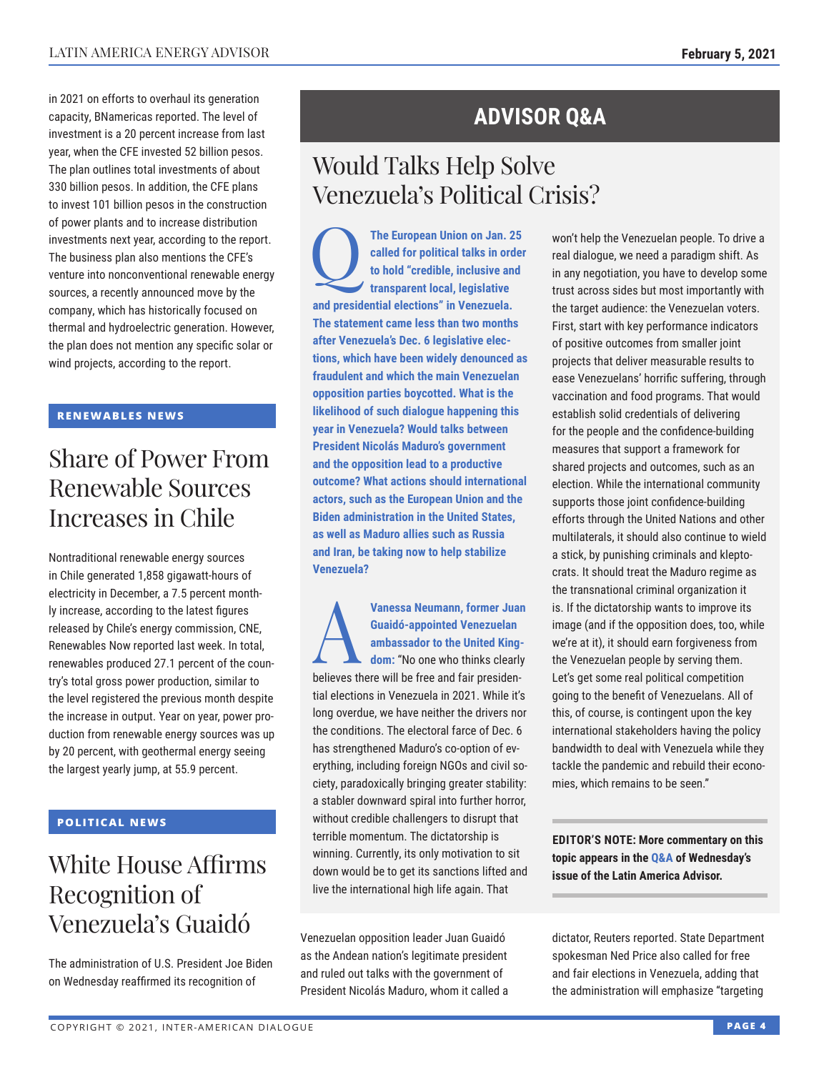in 2021 on efforts to overhaul its generation capacity, BNamericas reported. The level of investment is a 20 percent increase from last year, when the CFE invested 52 billion pesos. The plan outlines total investments of about 330 billion pesos. In addition, the CFE plans to invest 101 billion pesos in the construction of power plants and to increase distribution investments next year, according to the report. The business plan also mentions the CFE's venture into nonconventional renewable energy sources, a recently announced move by the company, which has historically focused on thermal and hydroelectric generation. However, the plan does not mention any specific solar or wind projects, according to the report.

**RENEWABLES NEWS**

## Share of Power From Renewable Sources Increases in Chile

Nontraditional renewable energy sources in Chile generated 1,858 gigawatt-hours of electricity in December, a 7.5 percent monthly increase, according to the latest figures released by Chile's energy commission, CNE, Renewables Now reported last week. In total, renewables produced 27.1 percent of the country's total gross power production, similar to the level registered the previous month despite the increase in output. Year on year, power production from renewable energy sources was up by 20 percent, with geothermal energy seeing the largest yearly jump, at 55.9 percent.

**POLITICAL NEWS**

## White House Affirms Recognition of Venezuela's Guaidó

The administration of U.S. President Joe Biden on Wednesday reaffirmed its recognition of Venezuelan opposition leader Juan Guaidó as the Andean nation's legitimate president and ruled out talks with the government of President Nicolás Maduro, whom it called a dictator, Reuters reported. State Department spokesman Ned Price also called for free and fair elections in Venezuela, adding that the administration will emphasize "targeting

# ADVISOR Q&A

## Would Talks Help Solve Venezuela's Political Crisis?

**Q: The European Union on Jan. 25 called for political talks in order to hold "credible, inclusive and transparent local, legislative and presidential elections" in Venezuela. The statement came less than two months after Venezuela's Dec. 6 legislative elections, which have been widely denounced as fraudulent and which the main Venezuelan opposition parties boycotted. What is the likelihood of such dialogue happening this year in Venezuela? Would talks between President Nicolás Maduro's government and the opposition lead to a productive outcome? What actions should international actors, such as the European Union and the Biden administration in the United States, as well as Maduro allies such as Russia and Iran, be taking now to help stabilize Venezuela?**

**A: Vanessa Neumann, former Juan Guaidó-appointed Venezuelan ambassador to the United Kingdom:** "No one who thinks clearly believes there will be free and fair presidential elections in Venezuela in 2021. While it's long overdue, we have neither the drivers nor the conditions. The electoral farce of Dec. 6 has strengthened Maduro's co-option of everything, including foreign NGOs and civil society, paradoxically bringing greater stability: a stabler downward spiral into further horror, without credible challengers to disrupt that terrible momentum. The dictatorship is winning. Currently, its only motivation to sit down would be to get its sanctions lifted and live the international high life again. That won't help the Venezuelan people. To drive a real dialogue, we need a paradigm shift. As in any negotiation, you have to develop some trust across sides but most importantly with the target audience: the Venezuelan voters. First, start with key performance indicators of positive outcomes from smaller joint projects that deliver measurable results to ease Venezuelans' horrific suffering, through vaccination and food programs. That would establish solid credentials of delivering for the people and the confidence-building measures that support a framework for shared projects and outcomes, such as an election. While the international community supports those joint confidence-building efforts through the United Nations and other multilaterals, it should also continue to wield a stick, by punishing criminals and kleptocrats. It should treat the Maduro regime as the transnational criminal organization it is. If the dictatorship wants to improve its image (and if the opposition does, too, while we're at it), it should earn forgiveness from the Venezuelan people by serving them. Let's get some real political competition going to the benefit of Venezuelans. All of this, of course, is contingent upon the key international stakeholders having the policy bandwidth to deal with Venezuela while they tackle the pandemic and rebuild their economies, which remains to be seen."

**EDITOR'S NOTE: More commentary on this topic appears in the Q&A of Wednesday's issue of the Latin America Advisor.**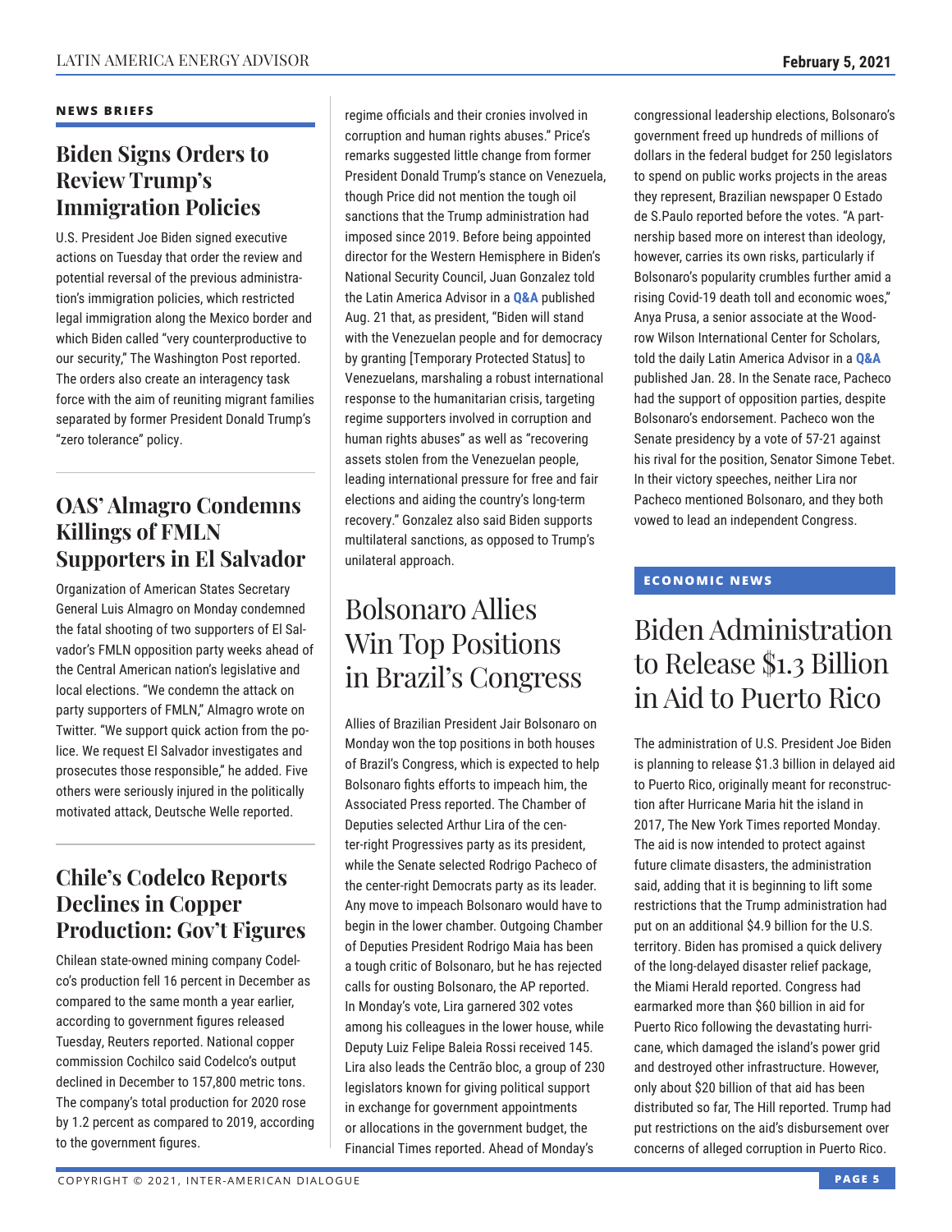## NEWS BRIEFS

### Biden Signs Orders to Review Trump's Immigration Policies

U.S. President Joe Biden signed executive actions on Tuesday that order the review and potential reversal of the previous administration's immigration policies, which restricted legal immigration along the Mexico border and which Biden called "very counterproductive to our security," The Washington Post reported. The orders also create an interagency task force with the aim of reuniting migrant families separated by former President Donald Trump's "zero tolerance" policy.

### OAS' Almagro Condemns Killings of FMLN Supporters in El Salvador

Organization of American States Secretary General Luis Almagro on Monday condemned the fatal shooting of two supporters of El Salvador's FMLN opposition party weeks ahead of the Central American nation's legislative and local elections. "We condemn the attack on party supporters of FMLN," Almagro wrote on Twitter. "We support quick action from the police. We request El Salvador investigates and prosecutes those responsible," he added. Five others were seriously injured in the politically motivated attack, Deutsche Welle reported.

### Chile's Codelco Reports Declines in Copper Production: Gov't Figures

Chilean state-owned mining company Codelco's production fell 16 percent in December as compared to the same month a year earlier, according to government figures released Tuesday, Reuters reported. National copper commission Cochilco said Codelco's output declined in December to 157,800 metric tons. The company's total production for 2020 rose by 1.2 percent as compared to 2019, according to the government figures.

regime officials and their cronies involved in corruption and human rights abuses." Price's remarks suggested little change from former President Donald Trump's stance on Venezuela, though Price did not mention the tough oil sanctions that the Trump administration had imposed since 2019. Before being appointed director for the Western Hemisphere in Biden's National Security Council, Juan Gonzalez told the Latin America Advisor in a **Q&A** published Aug. 21 that, as president, "Biden will stand with the Venezuelan people and for democracy by granting [Temporary Protected Status] to Venezuelans, marshaling a robust international response to the humanitarian crisis, targeting regime supporters involved in corruption and human rights abuses" as well as "recovering assets stolen from the Venezuelan people, leading international pressure for free and fair elections and aiding the country's long-term recovery." Gonzalez also said Biden supports multilateral sanctions, as opposed to Trump's unilateral approach.

## Bolsonaro Allies Win Top Positions in Brazil's Congress

Allies of Brazilian President Jair Bolsonaro on Monday won the top positions in both houses of Brazil's Congress, which is expected to help Bolsonaro fights efforts to impeach him, the Associated Press reported. The Chamber of Deputies selected Arthur Lira of the center-right Progressives party as its president, while the Senate selected Rodrigo Pacheco of the center-right Democrats party as its leader. Any move to impeach Bolsonaro would have to begin in the lower chamber. Outgoing Chamber of Deputies President Rodrigo Maia has been a tough critic of Bolsonaro, but he has rejected calls for ousting Bolsonaro, the AP reported. In Monday's vote, Lira garnered 302 votes among his colleagues in the lower house, while Deputy Luiz Felipe Baleia Rossi received 145. Lira also leads the Centrão bloc, a group of 230 legislators known for giving political support in exchange for government appointments or allocations in the government budget, the Financial Times reported. Ahead of Monday's congressional leadership elections, Bolsonaro's government freed up hundreds of millions of dollars in the federal budget for 250 legislators to spend on public works projects in the areas they represent, Brazilian newspaper O Estado de S.Paulo reported before the votes. "A partnership based more on interest than ideology, however, carries its own risks, particularly if Bolsonaro's popularity crumbles further amid a rising Covid-19 death toll and economic woes," Anya Prusa, a senior associate at the Woodrow Wilson International Center for Scholars, told the daily Latin America Advisor in a **Q&A** published Jan. 28. In the Senate race, Pacheco had the support of opposition parties, despite Bolsonaro's endorsement. Pacheco won the Senate presidency by a vote of 57-21 against his rival for the position, Senator Simone Tebet. In their victory speeches, neither Lira nor Pacheco mentioned Bolsonaro, and they both vowed to lead an independent Congress.

## ECONOMIC NEWS

## Biden Administration to Release $1.3 Billion in Aid to Puerto Rico

The administration of U.S. President Joe Biden is planning to release $1.3 billion in delayed aid to Puerto Rico, originally meant for reconstruction after Hurricane Maria hit the island in 2017, The New York Times reported Monday. The aid is now intended to protect against future climate disasters, the administration said, adding that it is beginning to lift some restrictions that the Trump administration had put on an additional $4.9 billion for the U.S. territory. Biden has promised a quick delivery of the long-delayed disaster relief package, the Miami Herald reported. Congress had earmarked more than $60 billion in aid for Puerto Rico following the devastating hurricane, which damaged the island's power grid and destroyed other infrastructure. However, only about $20 billion of that aid has been distributed so far, The Hill reported. Trump had put restrictions on the aid's disbursement over concerns of alleged corruption in Puerto Rico.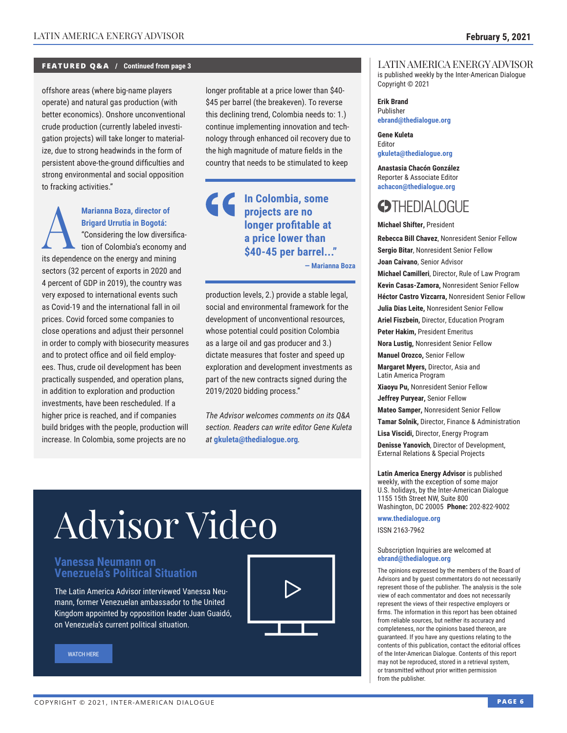**FEATURED Q&A / Continued from page 3**

offshore areas (where big-name players operate) and natural gas production (with better economics). Onshore unconventional crude production (currently labeled investigation projects) will take longer to materialize, due to strong headwinds in the form of persistent above-the-ground difficulties and strong environmental and social opposition to fracking activities."

**A** **Marianna Boza, director of Brigard Urrutia in Bogotá:** "Considering the low diversification of Colombia's economy and its dependence on the energy and mining sectors (32 percent of exports in 2020 and 4 percent of GDP in 2019), the country was very exposed to international events such as Covid-19 and the international fall in oil prices. Covid forced some companies to close operations and adjust their personnel in order to comply with biosecurity measures and to protect office and oil field employees. Thus, crude oil development has been practically suspended, and operation plans, in addition to exploration and production investments, have been rescheduled. If a higher price is reached, and if companies build bridges with the people, production will increase. In Colombia, some projects are no longer profitable at a price lower than $40-$45 per barrel (the breakeven). To reverse this declining trend, Colombia needs to: 1.) continue implementing innovation and technology through enhanced oil recovery due to the high magnitude of mature fields in the country that needs to be stimulated to keep production levels, 2.) provide a stable legal, social and environmental framework for the development of unconventional resources, whose potential could position Colombia as a large oil and gas producer and 3.) dictate measures that foster and speed up exploration and development investments as part of the new contracts signed during the 2019/2020 bidding process."

> **In Colombia, some projects are no longer profitable at a price lower than $40-45 per barrel..."**
>
> — Marianna Boza

*The Advisor welcomes comments on its Q&A section. Readers can write editor Gene Kuleta at* **gkuleta@thedialogue.org***.*

# Advisor Video

## Vanessa Neumann on Venezuela's Political Situation

The Latin America Advisor interviewed Vanessa Neumann, former Venezuelan ambassador to the United Kingdom appointed by opposition leader Juan Guaidó, on Venezuela's current political situation.

WATCH HERE

---

LATIN AMERICA ENERGY ADVISOR
is published weekly by the Inter-American Dialogue
Copyright © 2021

**Erik Brand**
Publisher
**ebrand@thedialogue.org**

**Gene Kuleta**
Editor
**gkuleta@thedialogue.org**

**Anastasia Chacón González**
Reporter & Associate Editor
**achacon@thedialogue.org**

THEDIALOGUE

**Michael Shifter,** President
**Rebecca Bill Chavez,** Nonresident Senior Fellow
**Sergio Bitar**, Nonresident Senior Fellow
**Joan Caivano**, Senior Advisor
**Michael Camilleri**, Director, Rule of Law Program
**Kevin Casas-Zamora,** Nonresident Senior Fellow
**Héctor Castro Vizcarra,** Nonresident Senior Fellow
**Julia Dias Leite,** Nonresident Senior Fellow
**Ariel Fiszbein,** Director, Education Program
**Peter Hakim,** President Emeritus
**Nora Lustig,** Nonresident Senior Fellow
**Manuel Orozco,** Senior Fellow
**Margaret Myers,** Director, Asia and Latin America Program
**Xiaoyu Pu,** Nonresident Senior Fellow
**Jeffrey Puryear,** Senior Fellow
**Mateo Samper,** Nonresident Senior Fellow
**Tamar Solnik,** Director, Finance & Administration
**Lisa Viscidi,** Director, Energy Program
**Denisse Yanovich**, Director of Development, External Relations & Special Projects

**Latin America Energy Advisor** is published weekly, with the exception of some major U.S. holidays, by the Inter-American Dialogue
1155 15th Street NW, Suite 800
Washington, DC 20005 **Phone:** 202-822-9002

**www.thedialogue.org**

ISSN 2163-7962

Subscription Inquiries are welcomed at
**ebrand@thedialogue.org**

The opinions expressed by the members of the Board of Advisors and by guest commentators do not necessarily represent those of the publisher. The analysis is the sole view of each commentator and does not necessarily represent the views of their respective employers or firms. The information in this report has been obtained from reliable sources, but neither its accuracy and completeness, nor the opinions based thereon, are guaranteed. If you have any questions relating to the contents of this publication, contact the editorial offices of the Inter-American Dialogue. Contents of this report may not be reproduced, stored in a retrieval system, or transmitted without prior written permission from the publisher.